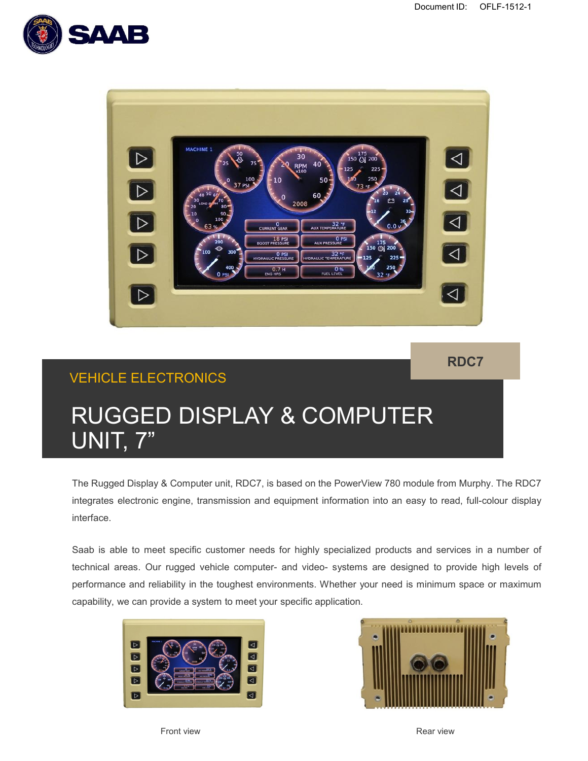Document ID: OFLF-1512-1

RDC7

VEHICLE ELECTRONICS

# RUGGED DISPLAY & COMPUTER UNIT, 7”

The Rugged Display & Computer unit, RDC7, is based on the PowerView 780 module from Murphy. The RDC7 integrates electronic engine, transmission and equipment information into an easy to read, full-colour display interface.

Saab is able to meet specific customer needs for highly specialized products and services in a number of technical areas. Our rugged vehicle computer- and video- systems are designed to provide high levels of performance and reliability in the toughest environments. Whether your need is minimum space or maximum capability, we can provide a system to meet your specific application.

Front view

Rear view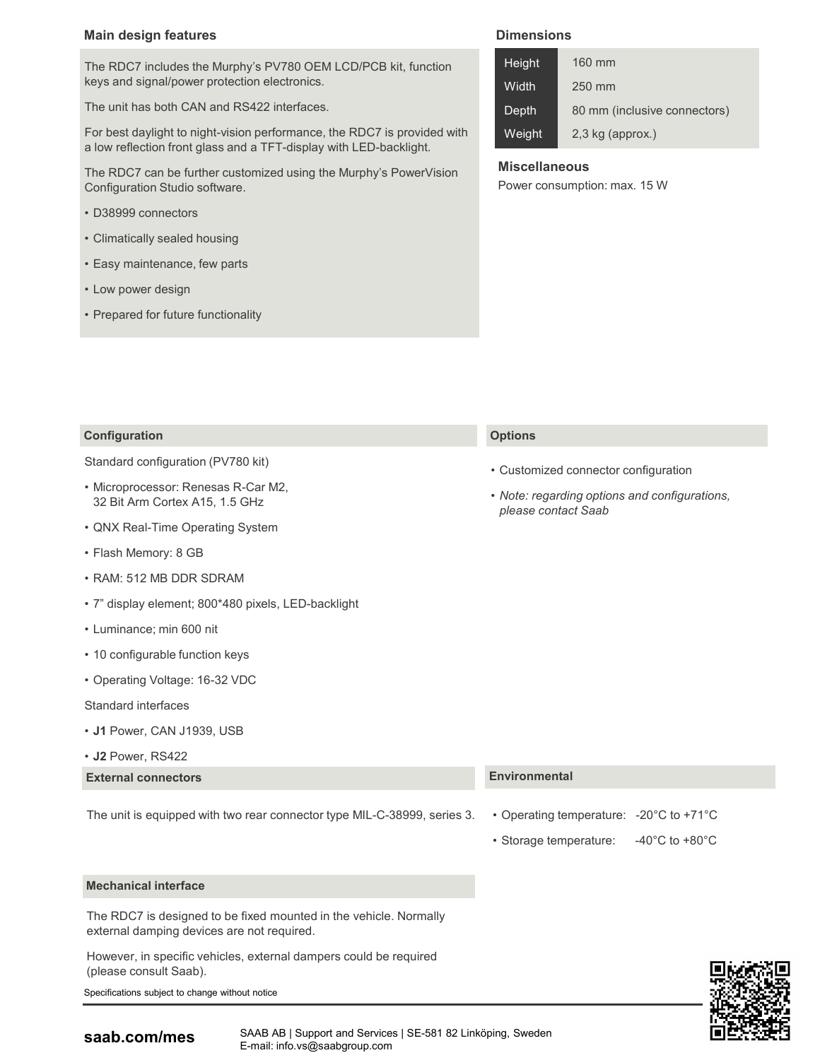## Main design features

The RDC7 includes the Murphy's PV780 OEM LCD/PCB kit, function keys and signal/power protection electronics.

The unit has both CAN and RS422 interfaces.

For best daylight to night-vision performance, the RDC7 is provided with a low reflection front glass and a TFT-display with LED-backlight.

The RDC7 can be further customized using the Murphy's PowerVision Configuration Studio software.

- D38999 connectors
- Climatically sealed housing
- Easy maintenance, few parts
- Low power design
- Prepared for future functionality

## Dimensions

| | |
|---|---|
| Height | 160 mm |
| Width | 250 mm |
| Depth | 80 mm (inclusive connectors) |
| Weight | 2,3 kg (approx.) |

## Miscellaneous

Power consumption: max. 15 W

## Configuration

Standard configuration (PV780 kit)

- Microprocessor: Renesas R-Car M2, 32 Bit Arm Cortex A15, 1.5 GHz
- QNX Real-Time Operating System
- Flash Memory: 8 GB
- RAM: 512 MB DDR SDRAM
- 7" display element; 800*480 pixels, LED-backlight
- Luminance; min 600 nit
- 10 configurable function keys
- Operating Voltage: 16-32 VDC

Standard interfaces

- **J1** Power, CAN J1939, USB
- **J2** Power, RS422

## Options

- Customized connector configuration
- *Note: regarding options and configurations, please contact Saab*

## External connectors

The unit is equipped with two rear connector type MIL-C-38999, series 3.

## Environmental

- Operating temperature: -20°C to +71°C
- Storage temperature: -40°C to +80°C

## Mechanical interface

The RDC7 is designed to be fixed mounted in the vehicle. Normally external damping devices are not required.

However, in specific vehicles, external dampers could be required (please consult Saab).

Specifications subject to change without notice

**saab.com/mes**

SAAB AB | Support and Services | SE-581 82 Linköping, Sweden
E-mail: info.vs@saabgroup.com